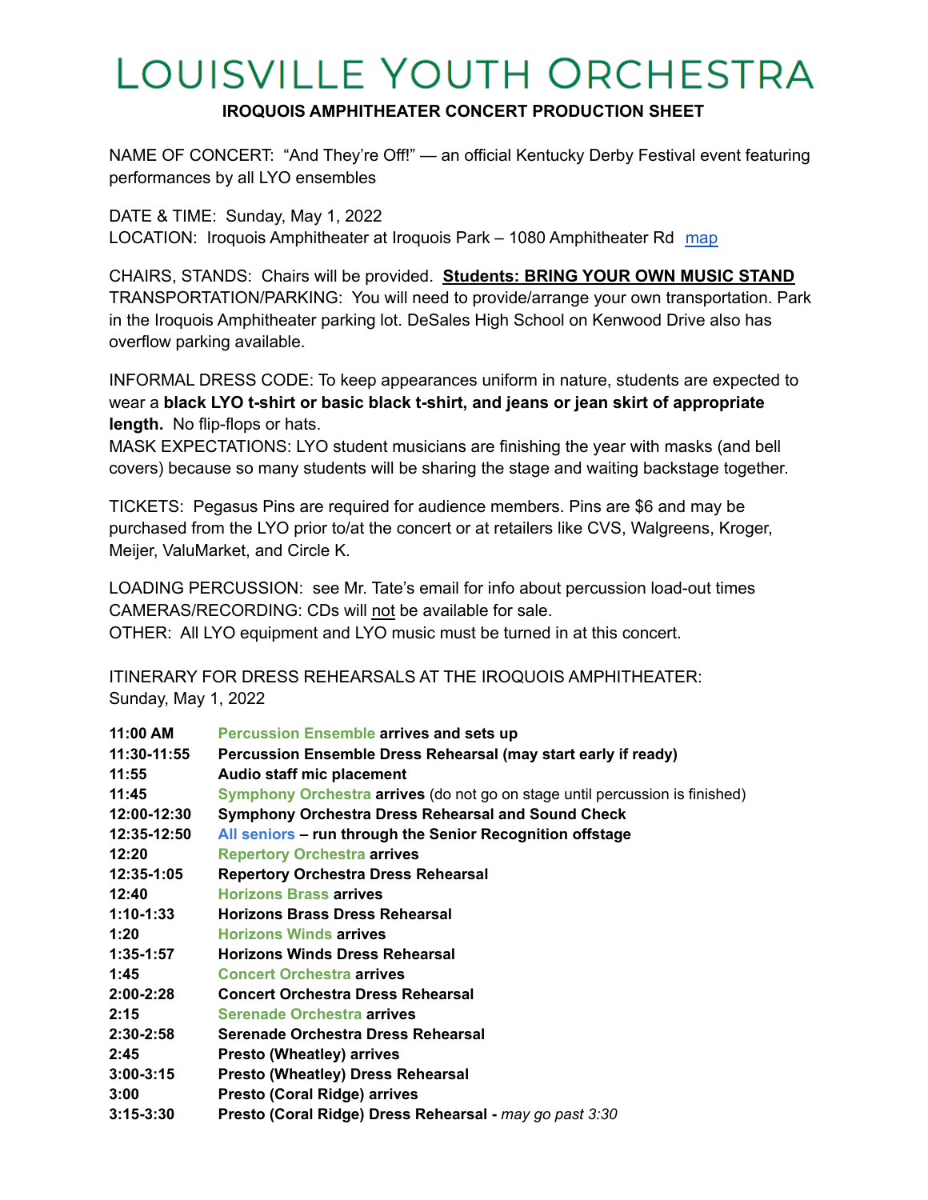# LOUISVILLE YOUTH ORCHESTRA

**IROQUOIS AMPHITHEATER CONCERT PRODUCTION SHEET**

NAME OF CONCERT: "And They're Off!" — an official Kentucky Derby Festival event featuring performances by all LYO ensembles

DATE & TIME: Sunday, May 1, 2022
LOCATION: Iroquois Amphitheater at Iroquois Park – 1080 Amphitheater Rd map

CHAIRS, STANDS: Chairs will be provided. **Students: BRING YOUR OWN MUSIC STAND**
TRANSPORTATION/PARKING: You will need to provide/arrange your own transportation. Park in the Iroquois Amphitheater parking lot. DeSales High School on Kenwood Drive also has overflow parking available.

INFORMAL DRESS CODE: To keep appearances uniform in nature, students are expected to wear a **black LYO t-shirt or basic black t-shirt, and jeans or jean skirt of appropriate length.** No flip-flops or hats.
MASK EXPECTATIONS: LYO student musicians are finishing the year with masks (and bell covers) because so many students will be sharing the stage and waiting backstage together.

TICKETS: Pegasus Pins are required for audience members. Pins are $6 and may be purchased from the LYO prior to/at the concert or at retailers like CVS, Walgreens, Kroger, Meijer, ValuMarket, and Circle K.

LOADING PERCUSSION: see Mr. Tate's email for info about percussion load-out times
CAMERAS/RECORDING: CDs will not be available for sale.
OTHER: All LYO equipment and LYO music must be turned in at this concert.

ITINERARY FOR DRESS REHEARSALS AT THE IROQUOIS AMPHITHEATER:
Sunday, May 1, 2022

| | |
|---|---|
| **11:00 AM** | **Percussion Ensemble arrives and sets up** |
| **11:30-11:55** | **Percussion Ensemble Dress Rehearsal (may start early if ready)** |
| **11:55** | **Audio staff mic placement** |
| **11:45** | **Symphony Orchestra arrives** (do not go on stage until percussion is finished) |
| **12:00-12:30** | **Symphony Orchestra Dress Rehearsal and Sound Check** |
| **12:35-12:50** | **All seniors – run through the Senior Recognition offstage** |
| **12:20** | **Repertory Orchestra arrives** |
| **12:35-1:05** | **Repertory Orchestra Dress Rehearsal** |
| **12:40** | **Horizons Brass arrives** |
| **1:10-1:33** | **Horizons Brass Dress Rehearsal** |
| **1:20** | **Horizons Winds arrives** |
| **1:35-1:57** | **Horizons Winds Dress Rehearsal** |
| **1:45** | **Concert Orchestra arrives** |
| **2:00-2:28** | **Concert Orchestra Dress Rehearsal** |
| **2:15** | **Serenade Orchestra arrives** |
| **2:30-2:58** | **Serenade Orchestra Dress Rehearsal** |
| **2:45** | **Presto (Wheatley) arrives** |
| **3:00-3:15** | **Presto (Wheatley) Dress Rehearsal** |
| **3:00** | **Presto (Coral Ridge) arrives** |
| **3:15-3:30** | **Presto (Coral Ridge) Dress Rehearsal -** *may go past 3:30* |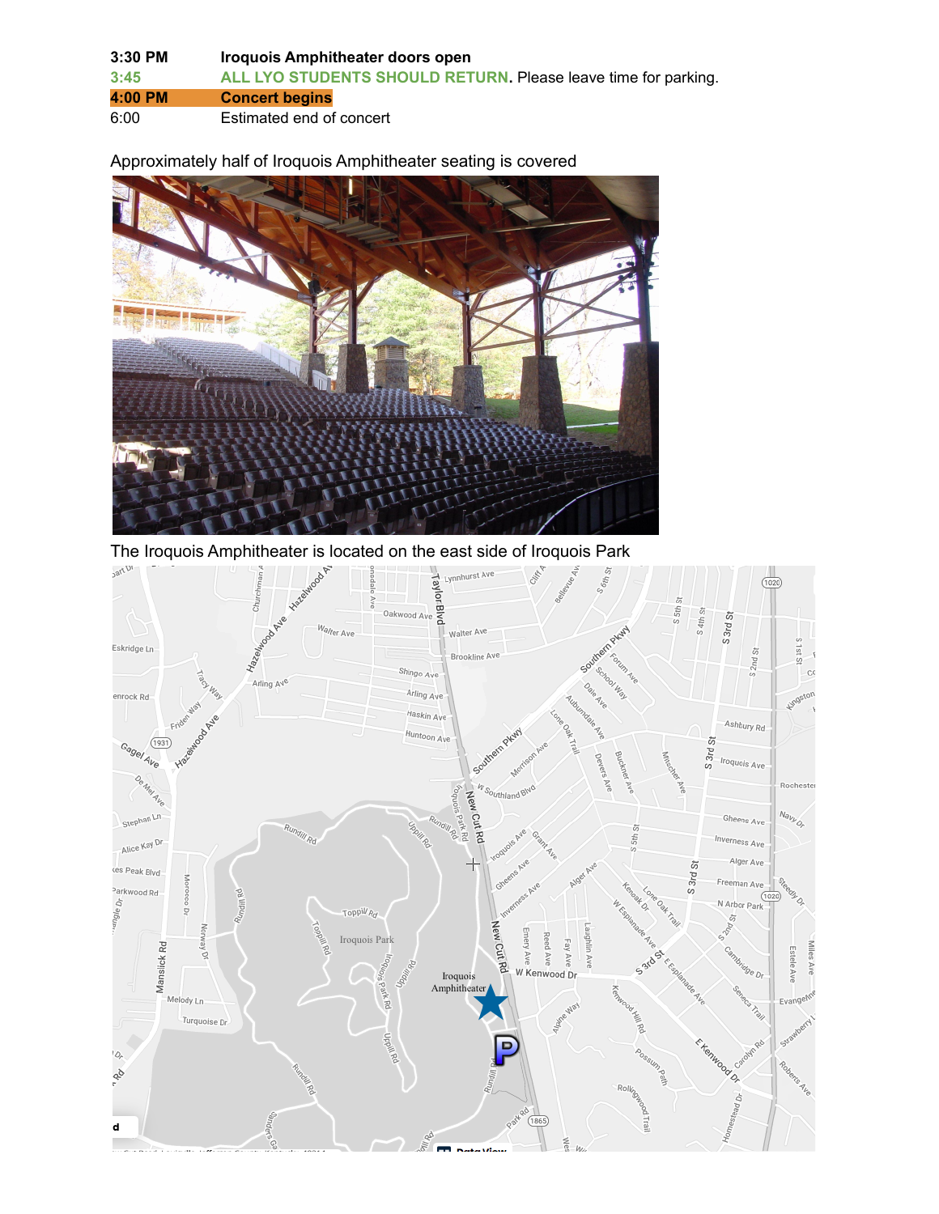| | |
|---|---|
| **3:30 PM** | **Iroquois Amphitheater doors open** |
| **3:45** | **ALL LYO STUDENTS SHOULD RETURN.** Please leave time for parking. |
| **4:00 PM** | **Concert begins** |
| 6:00 | Estimated end of concert |

Approximately half of Iroquois Amphitheater seating is covered

The Iroquois Amphitheater is located on the east side of Iroquois Park